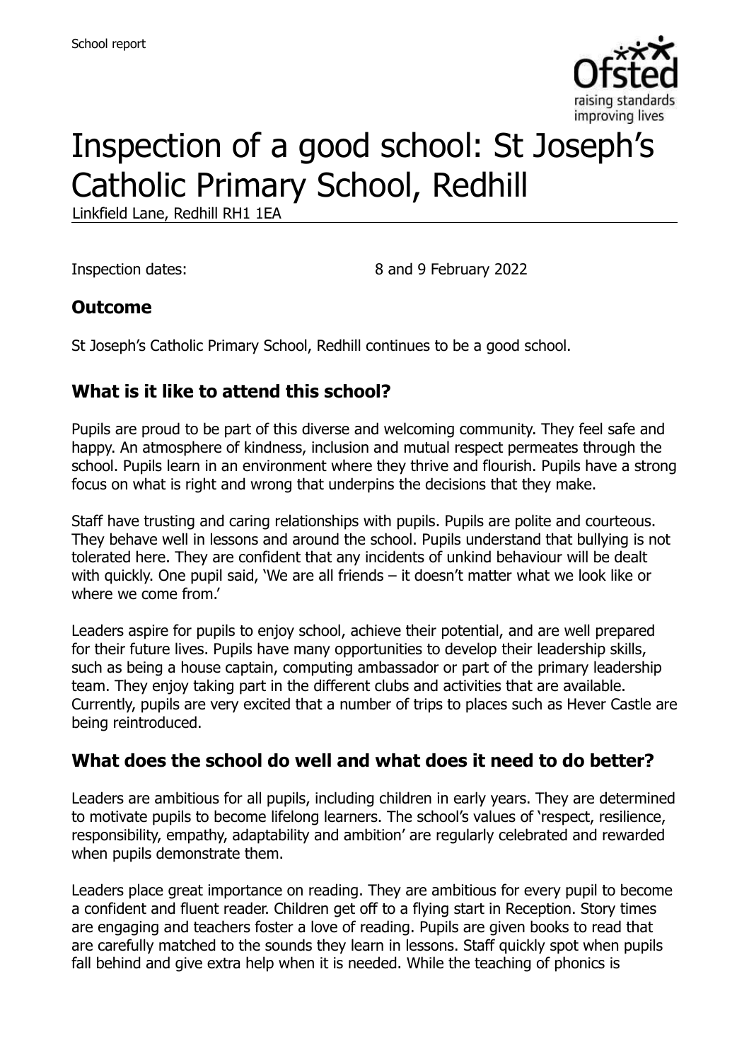# Inspection of a good school: St Joseph's Catholic Primary School, Redhill

Linkfield Lane, Redhill RH1 1EA

Inspection dates: 8 and 9 February 2022

## Outcome

St Joseph's Catholic Primary School, Redhill continues to be a good school.

## What is it like to attend this school?

Pupils are proud to be part of this diverse and welcoming community. They feel safe and happy. An atmosphere of kindness, inclusion and mutual respect permeates through the school. Pupils learn in an environment where they thrive and flourish. Pupils have a strong focus on what is right and wrong that underpins the decisions that they make.

Staff have trusting and caring relationships with pupils. Pupils are polite and courteous. They behave well in lessons and around the school. Pupils understand that bullying is not tolerated here. They are confident that any incidents of unkind behaviour will be dealt with quickly. One pupil said, 'We are all friends – it doesn't matter what we look like or where we come from.'

Leaders aspire for pupils to enjoy school, achieve their potential, and are well prepared for their future lives. Pupils have many opportunities to develop their leadership skills, such as being a house captain, computing ambassador or part of the primary leadership team. They enjoy taking part in the different clubs and activities that are available. Currently, pupils are very excited that a number of trips to places such as Hever Castle are being reintroduced.

## What does the school do well and what does it need to do better?

Leaders are ambitious for all pupils, including children in early years. They are determined to motivate pupils to become lifelong learners. The school's values of 'respect, resilience, responsibility, empathy, adaptability and ambition' are regularly celebrated and rewarded when pupils demonstrate them.

Leaders place great importance on reading. They are ambitious for every pupil to become a confident and fluent reader. Children get off to a flying start in Reception. Story times are engaging and teachers foster a love of reading. Pupils are given books to read that are carefully matched to the sounds they learn in lessons. Staff quickly spot when pupils fall behind and give extra help when it is needed. While the teaching of phonics is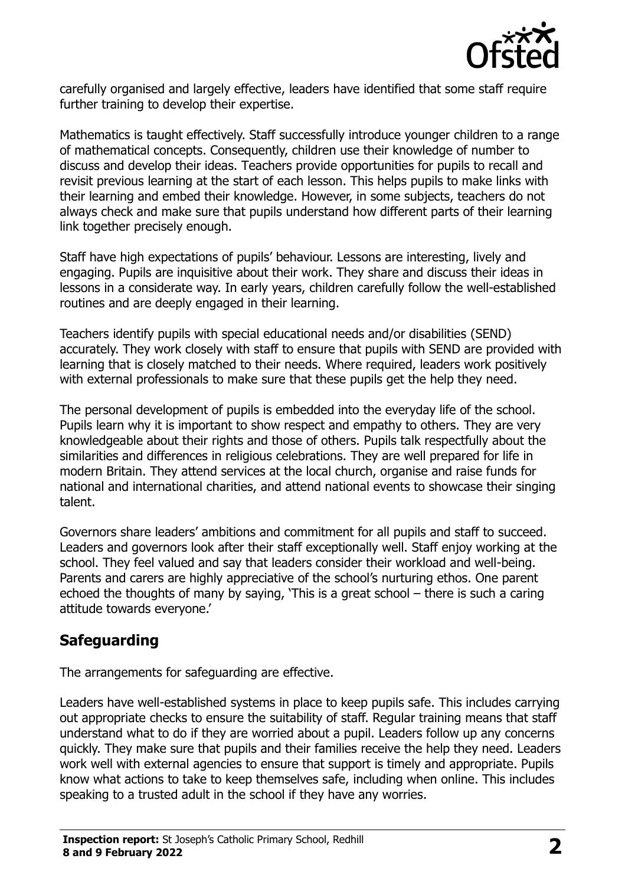carefully organised and largely effective, leaders have identified that some staff require further training to develop their expertise.

Mathematics is taught effectively. Staff successfully introduce younger children to a range of mathematical concepts. Consequently, children use their knowledge of number to discuss and develop their ideas. Teachers provide opportunities for pupils to recall and revisit previous learning at the start of each lesson. This helps pupils to make links with their learning and embed their knowledge. However, in some subjects, teachers do not always check and make sure that pupils understand how different parts of their learning link together precisely enough.

Staff have high expectations of pupils' behaviour. Lessons are interesting, lively and engaging. Pupils are inquisitive about their work. They share and discuss their ideas in lessons in a considerate way. In early years, children carefully follow the well-established routines and are deeply engaged in their learning.

Teachers identify pupils with special educational needs and/or disabilities (SEND) accurately. They work closely with staff to ensure that pupils with SEND are provided with learning that is closely matched to their needs. Where required, leaders work positively with external professionals to make sure that these pupils get the help they need.

The personal development of pupils is embedded into the everyday life of the school. Pupils learn why it is important to show respect and empathy to others. They are very knowledgeable about their rights and those of others. Pupils talk respectfully about the similarities and differences in religious celebrations. They are well prepared for life in modern Britain. They attend services at the local church, organise and raise funds for national and international charities, and attend national events to showcase their singing talent.

Governors share leaders' ambitions and commitment for all pupils and staff to succeed. Leaders and governors look after their staff exceptionally well. Staff enjoy working at the school. They feel valued and say that leaders consider their workload and well-being. Parents and carers are highly appreciative of the school's nurturing ethos. One parent echoed the thoughts of many by saying, 'This is a great school – there is such a caring attitude towards everyone.'

## Safeguarding

The arrangements for safeguarding are effective.

Leaders have well-established systems in place to keep pupils safe. This includes carrying out appropriate checks to ensure the suitability of staff. Regular training means that staff understand what to do if they are worried about a pupil. Leaders follow up any concerns quickly. They make sure that pupils and their families receive the help they need. Leaders work well with external agencies to ensure that support is timely and appropriate. Pupils know what actions to take to keep themselves safe, including when online. This includes speaking to a trusted adult in the school if they have any worries.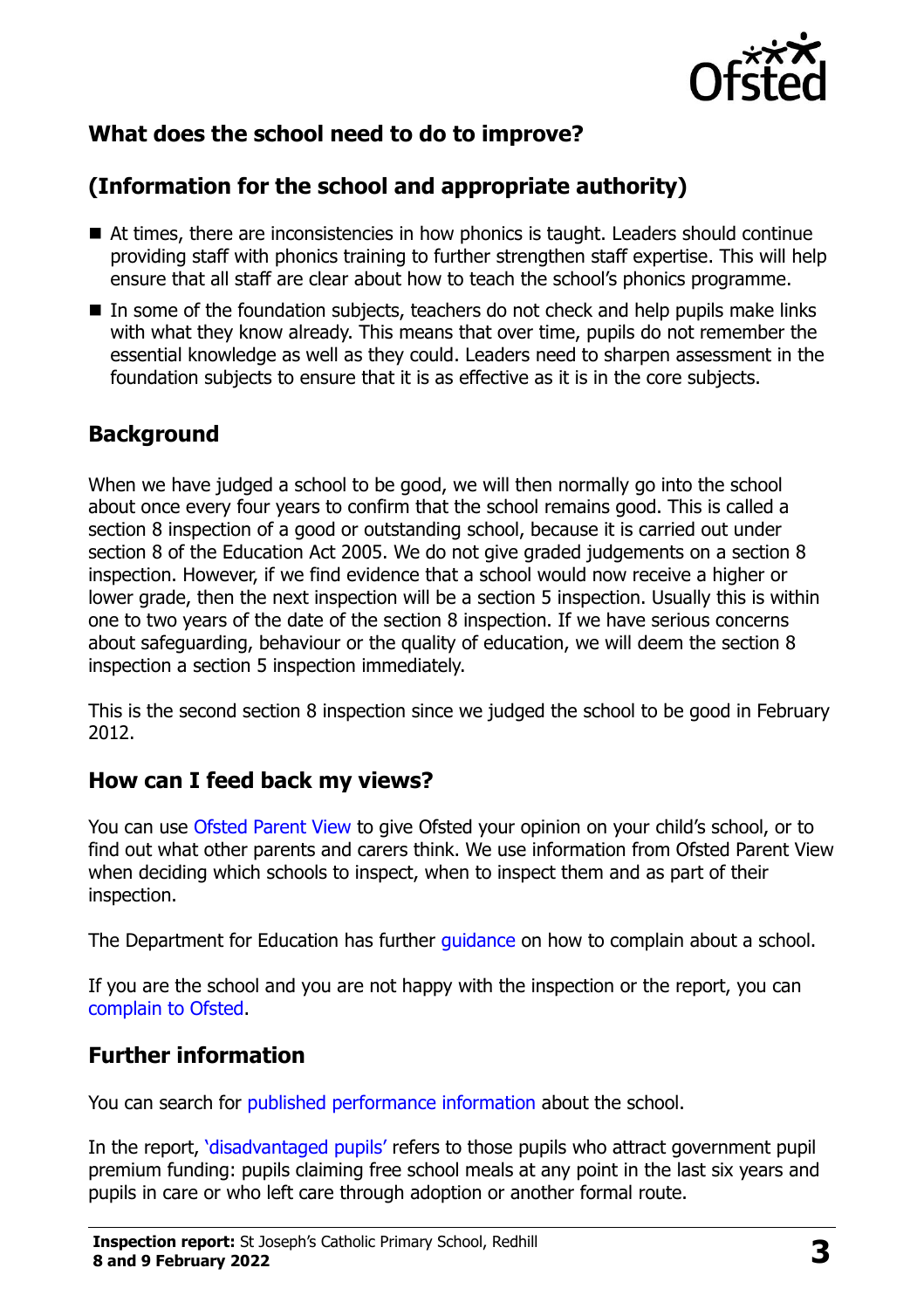## What does the school need to do to improve?

## (Information for the school and appropriate authority)

- At times, there are inconsistencies in how phonics is taught. Leaders should continue providing staff with phonics training to further strengthen staff expertise. This will help ensure that all staff are clear about how to teach the school's phonics programme.
- In some of the foundation subjects, teachers do not check and help pupils make links with what they know already. This means that over time, pupils do not remember the essential knowledge as well as they could. Leaders need to sharpen assessment in the foundation subjects to ensure that it is as effective as it is in the core subjects.

## Background

When we have judged a school to be good, we will then normally go into the school about once every four years to confirm that the school remains good. This is called a section 8 inspection of a good or outstanding school, because it is carried out under section 8 of the Education Act 2005. We do not give graded judgements on a section 8 inspection. However, if we find evidence that a school would now receive a higher or lower grade, then the next inspection will be a section 5 inspection. Usually this is within one to two years of the date of the section 8 inspection. If we have serious concerns about safeguarding, behaviour or the quality of education, we will deem the section 8 inspection a section 5 inspection immediately.

This is the second section 8 inspection since we judged the school to be good in February 2012.

## How can I feed back my views?

You can use Ofsted Parent View to give Ofsted your opinion on your child's school, or to find out what other parents and carers think. We use information from Ofsted Parent View when deciding which schools to inspect, when to inspect them and as part of their inspection.

The Department for Education has further guidance on how to complain about a school.

If you are the school and you are not happy with the inspection or the report, you can complain to Ofsted.

## Further information

You can search for published performance information about the school.

In the report, 'disadvantaged pupils' refers to those pupils who attract government pupil premium funding: pupils claiming free school meals at any point in the last six years and pupils in care or who left care through adoption or another formal route.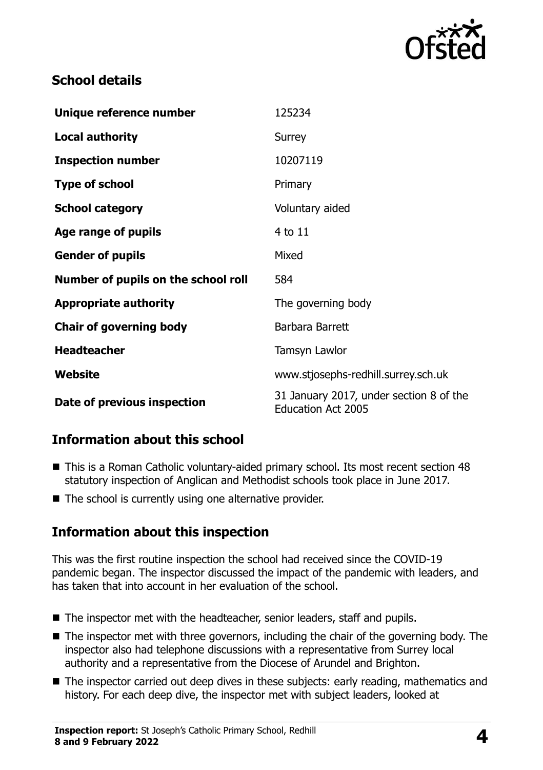## School details

| | |
|---|---|
| **Unique reference number** | 125234 |
| **Local authority** | Surrey |
| **Inspection number** | 10207119 |
| **Type of school** | Primary |
| **School category** | Voluntary aided |
| **Age range of pupils** | 4 to 11 |
| **Gender of pupils** | Mixed |
| **Number of pupils on the school roll** | 584 |
| **Appropriate authority** | The governing body |
| **Chair of governing body** | Barbara Barrett |
| **Headteacher** | Tamsyn Lawlor |
| **Website** | www.stjosephs-redhill.surrey.sch.uk |
| **Date of previous inspection** | 31 January 2017, under section 8 of the Education Act 2005 |

## Information about this school

- This is a Roman Catholic voluntary-aided primary school. Its most recent section 48 statutory inspection of Anglican and Methodist schools took place in June 2017.
- The school is currently using one alternative provider.

## Information about this inspection

This was the first routine inspection the school had received since the COVID-19 pandemic began. The inspector discussed the impact of the pandemic with leaders, and has taken that into account in her evaluation of the school.

- The inspector met with the headteacher, senior leaders, staff and pupils.
- The inspector met with three governors, including the chair of the governing body. The inspector also had telephone discussions with a representative from Surrey local authority and a representative from the Diocese of Arundel and Brighton.
- The inspector carried out deep dives in these subjects: early reading, mathematics and history. For each deep dive, the inspector met with subject leaders, looked at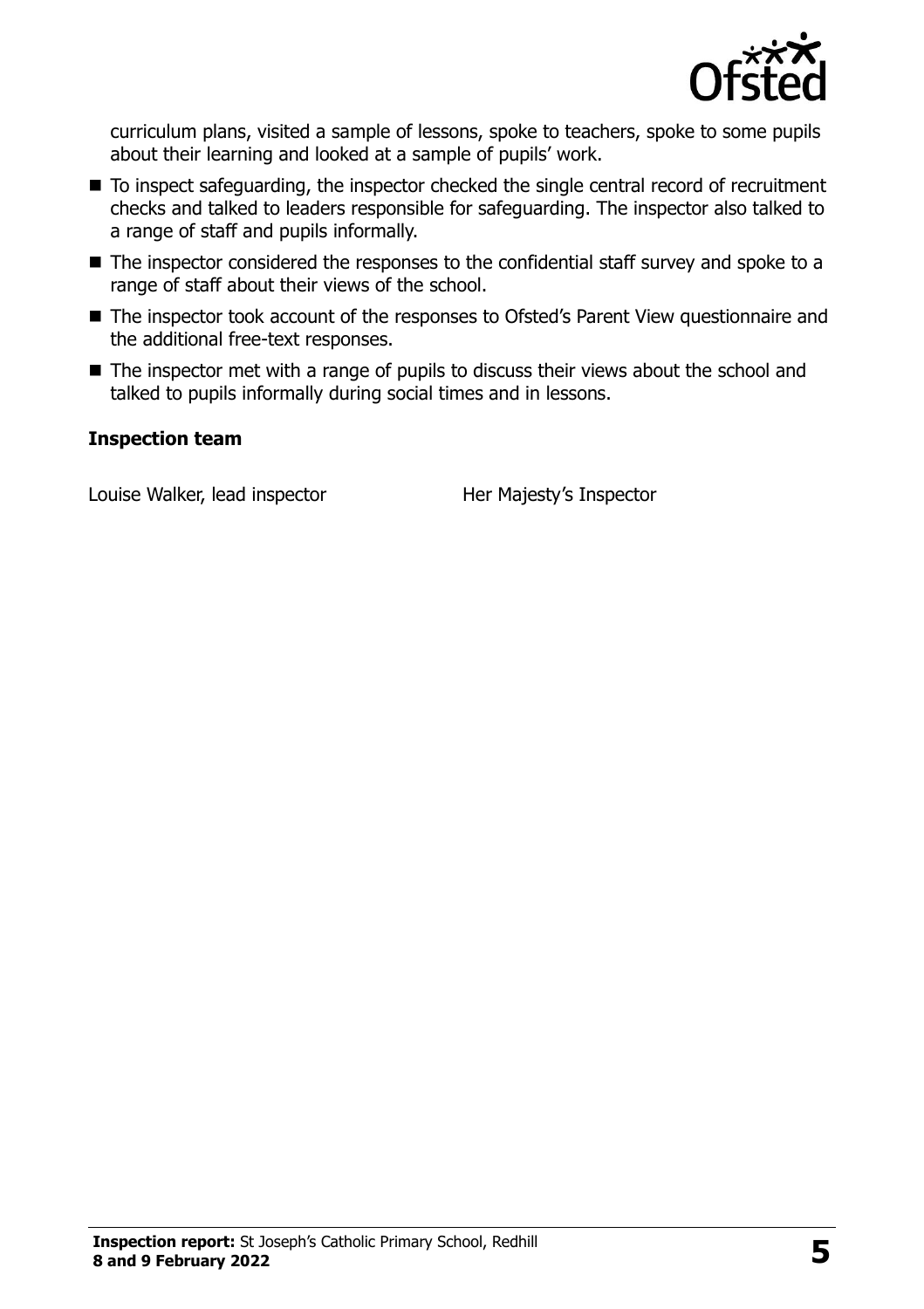curriculum plans, visited a sample of lessons, spoke to teachers, spoke to some pupils about their learning and looked at a sample of pupils' work.

- To inspect safeguarding, the inspector checked the single central record of recruitment checks and talked to leaders responsible for safeguarding. The inspector also talked to a range of staff and pupils informally.
- The inspector considered the responses to the confidential staff survey and spoke to a range of staff about their views of the school.
- The inspector took account of the responses to Ofsted's Parent View questionnaire and the additional free-text responses.
- The inspector met with a range of pupils to discuss their views about the school and talked to pupils informally during social times and in lessons.

### Inspection team

| | |
|---|---|
| Louise Walker, lead inspector | Her Majesty's Inspector |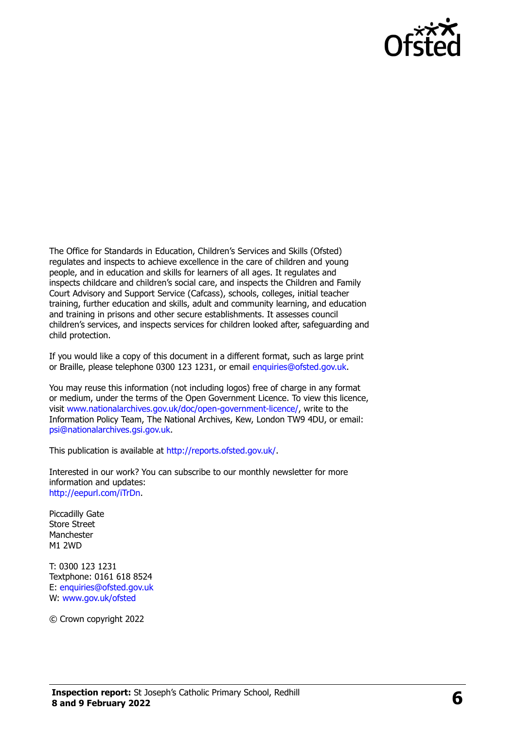The Office for Standards in Education, Children's Services and Skills (Ofsted) regulates and inspects to achieve excellence in the care of children and young people, and in education and skills for learners of all ages. It regulates and inspects childcare and children's social care, and inspects the Children and Family Court Advisory and Support Service (Cafcass), schools, colleges, initial teacher training, further education and skills, adult and community learning, and education and training in prisons and other secure establishments. It assesses council children's services, and inspects services for children looked after, safeguarding and child protection.

If you would like a copy of this document in a different format, such as large print or Braille, please telephone 0300 123 1231, or email enquiries@ofsted.gov.uk.

You may reuse this information (not including logos) free of charge in any format or medium, under the terms of the Open Government Licence. To view this licence, visit www.nationalarchives.gov.uk/doc/open-government-licence/, write to the Information Policy Team, The National Archives, Kew, London TW9 4DU, or email: psi@nationalarchives.gsi.gov.uk.

This publication is available at http://reports.ofsted.gov.uk/.

Interested in our work? You can subscribe to our monthly newsletter for more information and updates:
http://eepurl.com/iTrDn.

Piccadilly Gate
Store Street
Manchester
M1 2WD

T: 0300 123 1231
Textphone: 0161 618 8524
E: enquiries@ofsted.gov.uk
W: www.gov.uk/ofsted

© Crown copyright 2022